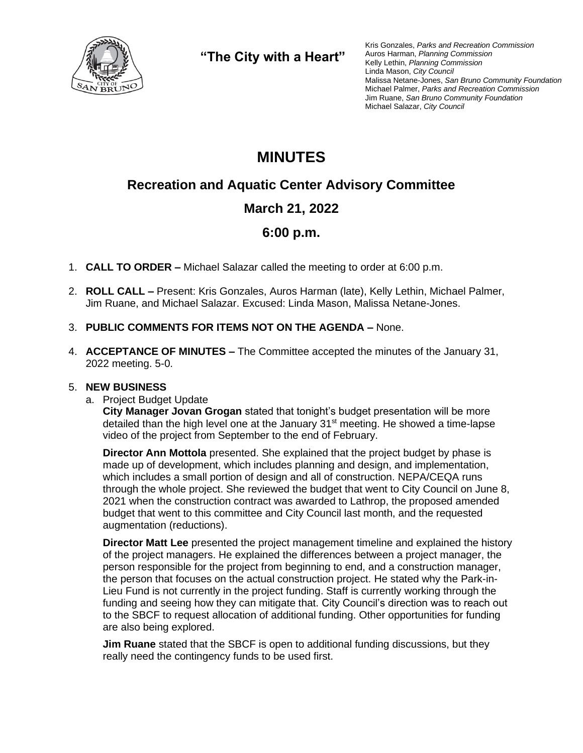**"The City with a Heart"**

Kris Gonzales, *Parks and Recreation Commission*
Auros Harman, *Planning Commission*
Kelly Lethin, *Planning Commission*
Linda Mason, *City Council*
Malissa Netane-Jones, *San Bruno Community Foundation*
Michael Palmer, *Parks and Recreation Commission*
Jim Ruane, *San Bruno Community Foundation*
Michael Salazar, *City Council*

# MINUTES

## Recreation and Aquatic Center Advisory Committee

## March 21, 2022

## 6:00 p.m.

1. **CALL TO ORDER –** Michael Salazar called the meeting to order at 6:00 p.m.

2. **ROLL CALL –** Present: Kris Gonzales, Auros Harman (late), Kelly Lethin, Michael Palmer, Jim Ruane, and Michael Salazar. Excused: Linda Mason, Malissa Netane-Jones.

3. **PUBLIC COMMENTS FOR ITEMS NOT ON THE AGENDA –** None.

4. **ACCEPTANCE OF MINUTES –** The Committee accepted the minutes of the January 31, 2022 meeting. 5-0.

5. **NEW BUSINESS**

   a. Project Budget Update

   **City Manager Jovan Grogan** stated that tonight's budget presentation will be more detailed than the high level one at the January 31st meeting. He showed a time-lapse video of the project from September to the end of February.

   **Director Ann Mottola** presented. She explained that the project budget by phase is made up of development, which includes planning and design, and implementation, which includes a small portion of design and all of construction. NEPA/CEQA runs through the whole project. She reviewed the budget that went to City Council on June 8, 2021 when the construction contract was awarded to Lathrop, the proposed amended budget that went to this committee and City Council last month, and the requested augmentation (reductions).

   **Director Matt Lee** presented the project management timeline and explained the history of the project managers. He explained the differences between a project manager, the person responsible for the project from beginning to end, and a construction manager, the person that focuses on the actual construction project. He stated why the Park-in-Lieu Fund is not currently in the project funding. Staff is currently working through the funding and seeing how they can mitigate that. City Council's direction was to reach out to the SBCF to request allocation of additional funding. Other opportunities for funding are also being explored.

   **Jim Ruane** stated that the SBCF is open to additional funding discussions, but they really need the contingency funds to be used first.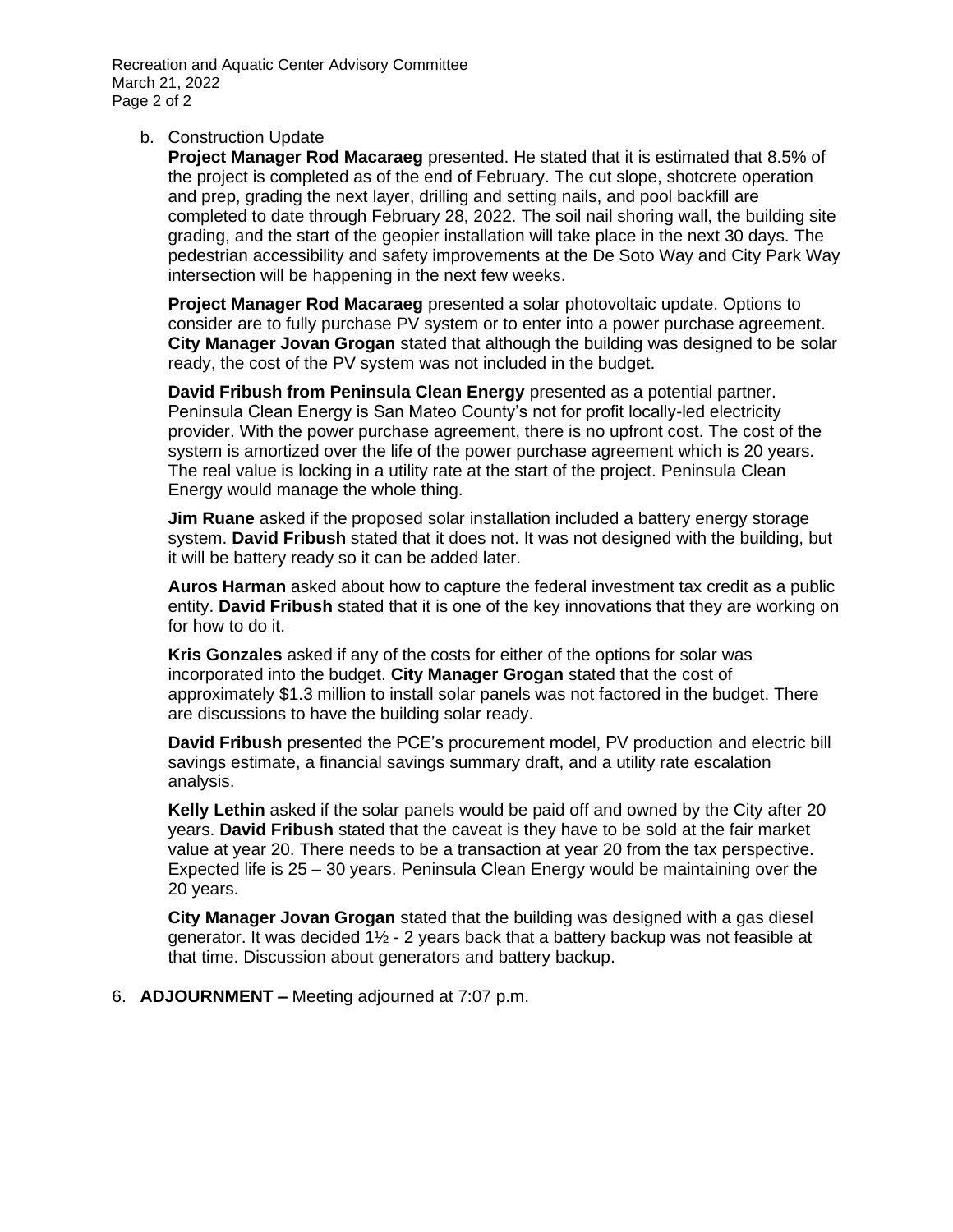b. Construction Update

**Project Manager Rod Macaraeg** presented. He stated that it is estimated that 8.5% of the project is completed as of the end of February. The cut slope, shotcrete operation and prep, grading the next layer, drilling and setting nails, and pool backfill are completed to date through February 28, 2022. The soil nail shoring wall, the building site grading, and the start of the geopier installation will take place in the next 30 days. The pedestrian accessibility and safety improvements at the De Soto Way and City Park Way intersection will be happening in the next few weeks.

**Project Manager Rod Macaraeg** presented a solar photovoltaic update. Options to consider are to fully purchase PV system or to enter into a power purchase agreement. **City Manager Jovan Grogan** stated that although the building was designed to be solar ready, the cost of the PV system was not included in the budget.

**David Fribush from Peninsula Clean Energy** presented as a potential partner. Peninsula Clean Energy is San Mateo County's not for profit locally-led electricity provider. With the power purchase agreement, there is no upfront cost. The cost of the system is amortized over the life of the power purchase agreement which is 20 years. The real value is locking in a utility rate at the start of the project. Peninsula Clean Energy would manage the whole thing.

**Jim Ruane** asked if the proposed solar installation included a battery energy storage system. **David Fribush** stated that it does not. It was not designed with the building, but it will be battery ready so it can be added later.

**Auros Harman** asked about how to capture the federal investment tax credit as a public entity. **David Fribush** stated that it is one of the key innovations that they are working on for how to do it.

**Kris Gonzales** asked if any of the costs for either of the options for solar was incorporated into the budget. **City Manager Grogan** stated that the cost of approximately $1.3 million to install solar panels was not factored in the budget. There are discussions to have the building solar ready.

**David Fribush** presented the PCE's procurement model, PV production and electric bill savings estimate, a financial savings summary draft, and a utility rate escalation analysis.

**Kelly Lethin** asked if the solar panels would be paid off and owned by the City after 20 years. **David Fribush** stated that the caveat is they have to be sold at the fair market value at year 20. There needs to be a transaction at year 20 from the tax perspective. Expected life is 25 – 30 years. Peninsula Clean Energy would be maintaining over the 20 years.

**City Manager Jovan Grogan** stated that the building was designed with a gas diesel generator. It was decided 1½ - 2 years back that a battery backup was not feasible at that time. Discussion about generators and battery backup.

6. **ADJOURNMENT –** Meeting adjourned at 7:07 p.m.